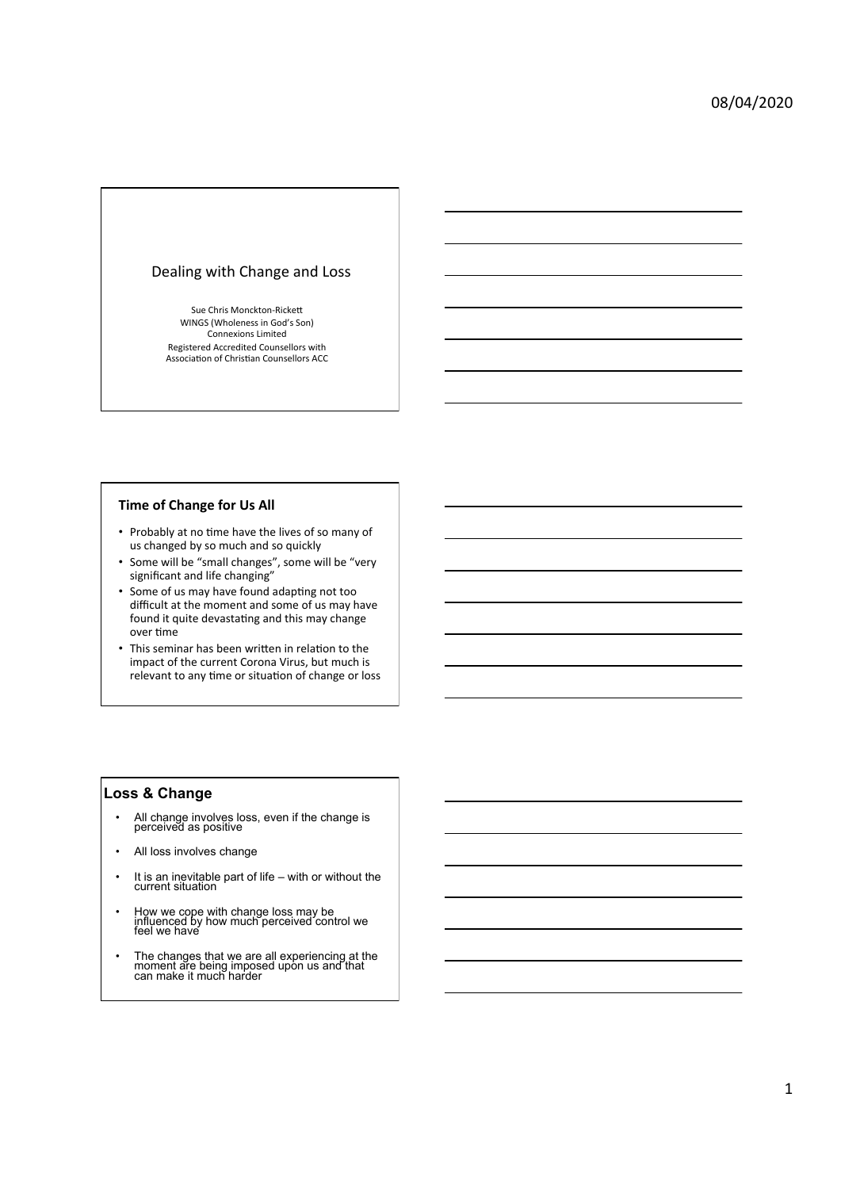# Dealing with Change and Loss

Sue Chris Monckton-Rickett
WINGS (Wholeness in God's Son)
Connexions Limited
Registered Accredited Counsellors with
Association of Christian Counsellors ACC

## Time of Change for Us All

- Probably at no time have the lives of so many of us changed by so much and so quickly
- Some will be "small changes", some will be "very significant and life changing"
- Some of us may have found adapting not too difficult at the moment and some of us may have found it quite devastating and this may change over time
- This seminar has been written in relation to the impact of the current Corona Virus, but much is relevant to any time or situation of change or loss

## Loss & Change

- All change involves loss, even if the change is perceived as positive
- All loss involves change
- It is an inevitable part of life – with or without the current situation
- How we cope with change loss may be influenced by how much perceived control we feel we have
- The changes that we are all experiencing at the moment are being imposed upon us and that can make it much harder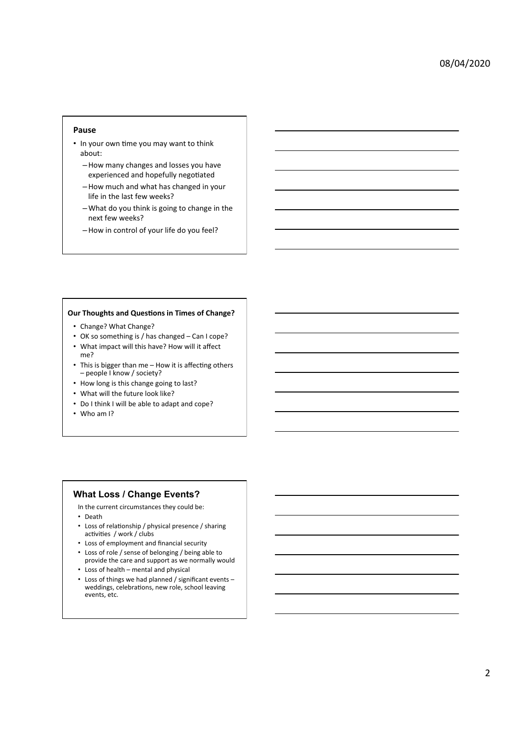## Pause

- In your own time you may want to think about:
  - How many changes and losses you have experienced and hopefully negotiated
  - How much and what has changed in your life in the last few weeks?
  - What do you think is going to change in the next few weeks?
  - How in control of your life do you feel?

## Our Thoughts and Questions in Times of Change?

- Change? What Change?
- OK so something is / has changed – Can I cope?
- What impact will this have? How will it affect me?
- This is bigger than me – How it is affecting others – people I know / society?
- How long is this change going to last?
- What will the future look like?
- Do I think I will be able to adapt and cope?
- Who am I?

## What Loss / Change Events?

In the current circumstances they could be:

- Death
- Loss of relationship / physical presence / sharing activities / work / clubs
- Loss of employment and financial security
- Loss of role / sense of belonging / being able to provide the care and support as we normally would
- Loss of health – mental and physical
- Loss of things we had planned / significant events – weddings, celebrations, new role, school leaving events, etc.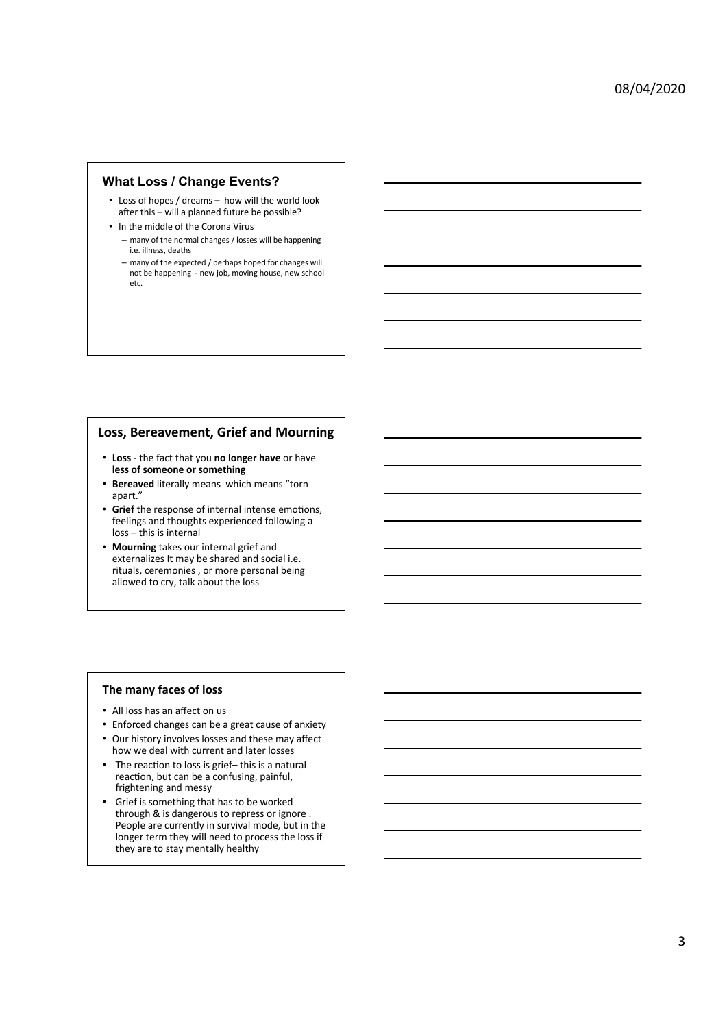## What Loss / Change Events?

- Loss of hopes / dreams – how will the world look after this – will a planned future be possible?
- In the middle of the Corona Virus
  - many of the normal changes / losses will be happening i.e. illness, deaths
  - many of the expected / perhaps hoped for changes will not be happening - new job, moving house, new school etc.

## Loss, Bereavement, Grief and Mourning

- **Loss** - the fact that you **no longer have** or have **less of someone or something**
- **Bereaved** literally means which means "torn apart."
- **Grief** the response of internal intense emotions, feelings and thoughts experienced following a loss – this is internal
- **Mourning** takes our internal grief and externalizes It may be shared and social i.e. rituals, ceremonies , or more personal being allowed to cry, talk about the loss

## The many faces of loss

- All loss has an affect on us
- Enforced changes can be a great cause of anxiety
- Our history involves losses and these may affect how we deal with current and later losses
- The reaction to loss is grief– this is a natural reaction, but can be a confusing, painful, frightening and messy
- Grief is something that has to be worked through & is dangerous to repress or ignore . People are currently in survival mode, but in the longer term they will need to process the loss if they are to stay mentally healthy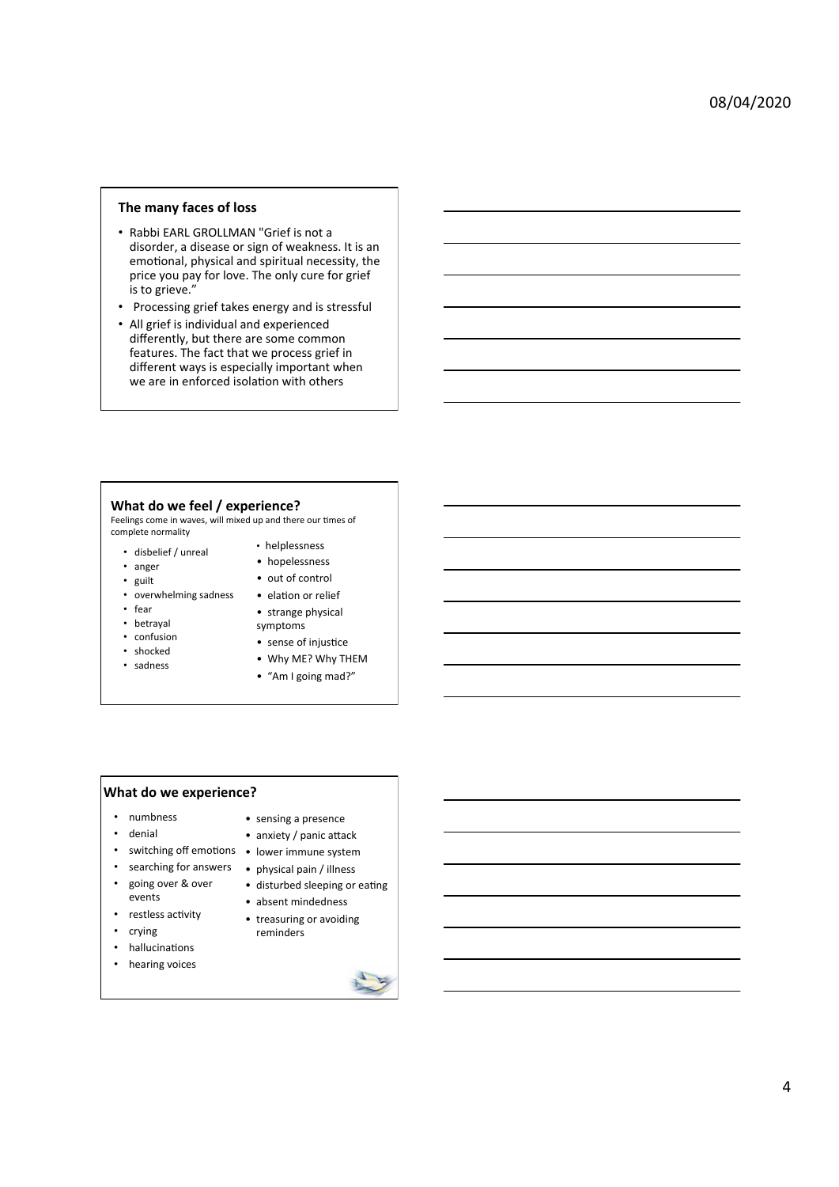## The many faces of loss

- Rabbi EARL GROLLMAN "Grief is not a disorder, a disease or sign of weakness. It is an emotional, physical and spiritual necessity, the price you pay for love. The only cure for grief is to grieve."
- Processing grief takes energy and is stressful
- All grief is individual and experienced differently, but there are some common features. The fact that we process grief in different ways is especially important when we are in enforced isolation with others

## What do we feel / experience?

Feelings come in waves, will mixed up and there our times of complete normality

- disbelief / unreal
- anger
- guilt
- overwhelming sadness
- fear
- betrayal
- confusion
- shocked
- sadness
- helplessness
- hopelessness
- out of control
- elation or relief
- strange physical symptoms
- sense of injustice
- Why ME? Why THEM
- "Am I going mad?"

## What do we experience?

- numbness
- denial
- switching off emotions
- searching for answers
- going over & over events
- restless activity
- crying
- hallucinations
- hearing voices
- sensing a presence
- anxiety / panic attack
- lower immune system
- physical pain / illness
- disturbed sleeping or eating
- absent mindedness
- treasuring or avoiding reminders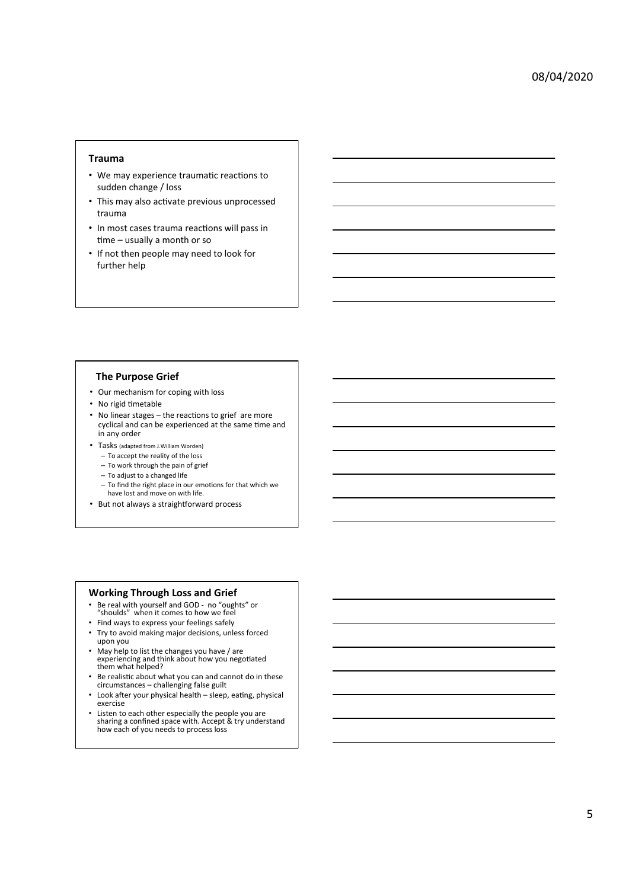## Trauma

- We may experience traumatic reactions to sudden change / loss
- This may also activate previous unprocessed trauma
- In most cases trauma reactions will pass in time – usually a month or so
- If not then people may need to look for further help

## The Purpose Grief

- Our mechanism for coping with loss
- No rigid timetable
- No linear stages – the reactions to grief are more cyclical and can be experienced at the same time and in any order
- Tasks (adapted from J.William Worden)
  - To accept the reality of the loss
  - To work through the pain of grief
  - To adjust to a changed life
  - To find the right place in our emotions for that which we have lost and move on with life.
- But not always a straightforward process

## Working Through Loss and Grief

- Be real with yourself and GOD - no "oughts" or "shoulds" when it comes to how we feel
- Find ways to express your feelings safely
- Try to avoid making major decisions, unless forced upon you
- May help to list the changes you have / are experiencing and think about how you negotiated them what helped?
- Be realistic about what you can and cannot do in these circumstances – challenging false guilt
- Look after your physical health – sleep, eating, physical exercise
- Listen to each other especially the people you are sharing a confined space with. Accept & try understand how each of you needs to process loss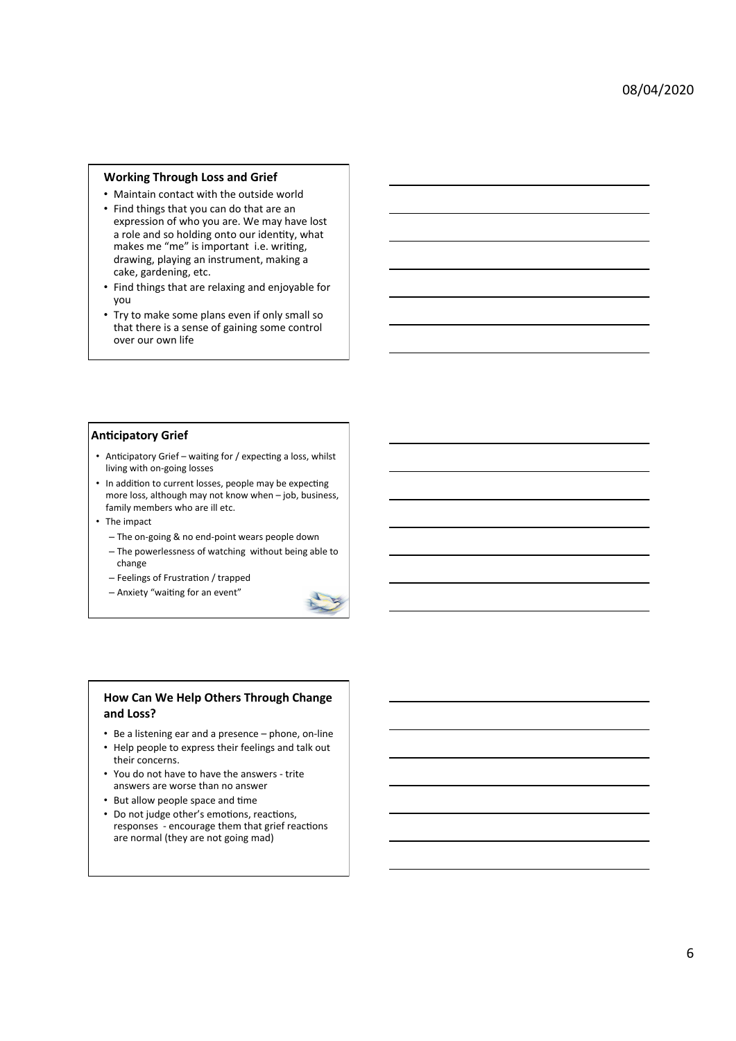## Working Through Loss and Grief

- Maintain contact with the outside world
- Find things that you can do that are an expression of who you are. We may have lost a role and so holding onto our identity, what makes me "me" is important i.e. writing, drawing, playing an instrument, making a cake, gardening, etc.
- Find things that are relaxing and enjoyable for you
- Try to make some plans even if only small so that there is a sense of gaining some control over our own life

## Anticipatory Grief

- Anticipatory Grief – waiting for / expecting a loss, whilst living with on-going losses
- In addition to current losses, people may be expecting more loss, although may not know when – job, business, family members who are ill etc.
- The impact
  - The on-going & no end-point wears people down
  - The powerlessness of watching without being able to change
  - Feelings of Frustration / trapped
  - Anxiety "waiting for an event"

## How Can We Help Others Through Change and Loss?

- Be a listening ear and a presence – phone, on-line
- Help people to express their feelings and talk out their concerns.
- You do not have to have the answers - trite answers are worse than no answer
- But allow people space and time
- Do not judge other's emotions, reactions, responses - encourage them that grief reactions are normal (they are not going mad)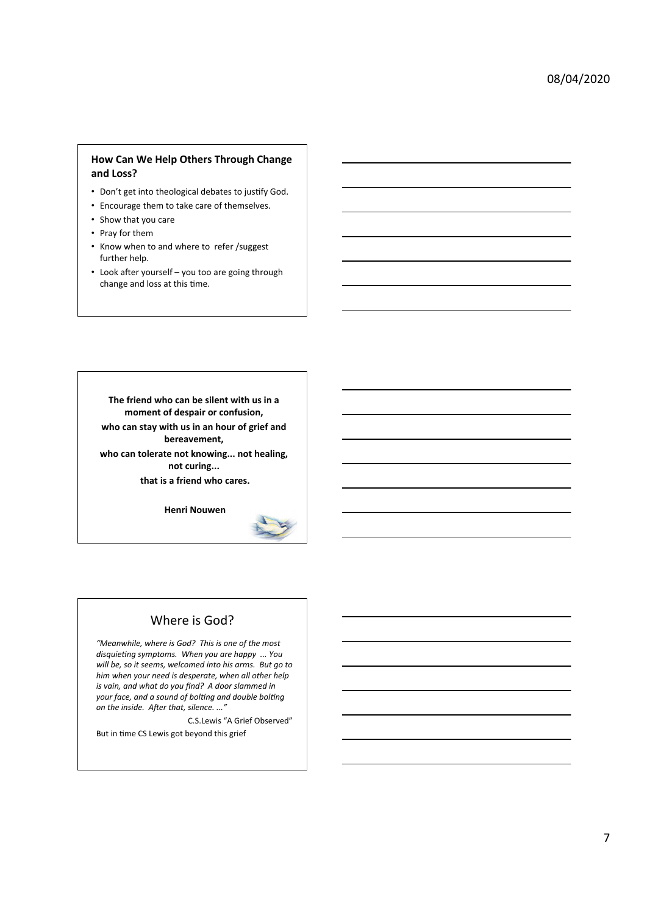### How Can We Help Others Through Change and Loss?

- Don't get into theological debates to justify God.
- Encourage them to take care of themselves.
- Show that you care
- Pray for them
- Know when to and where to refer /suggest further help.
- Look after yourself – you too are going through change and loss at this time.

**The friend who can be silent with us in a moment of despair or confusion,**

**who can stay with us in an hour of grief and bereavement,**

**who can tolerate not knowing... not healing, not curing...**

**that is a friend who cares.**

**Henri Nouwen**

## Where is God?

*"Meanwhile, where is God? This is one of the most disquieting symptoms. When you are happy ... You will be, so it seems, welcomed into his arms. But go to him when your need is desperate, when all other help is vain, and what do you find? A door slammed in your face, and a sound of bolting and double bolting on the inside. After that, silence. ..."*

C.S.Lewis "A Grief Observed"

But in time CS Lewis got beyond this grief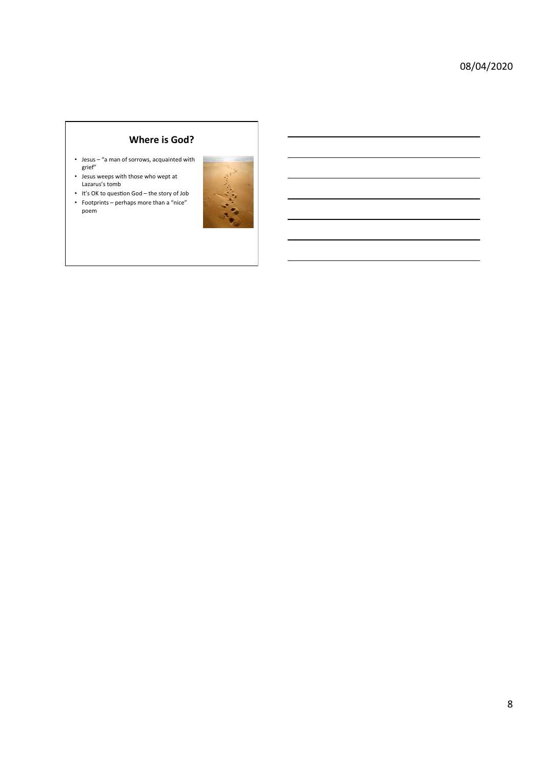## Where is God?

- Jesus – "a man of sorrows, acquainted with grief"
- Jesus weeps with those who wept at Lazarus's tomb
- It's OK to question God – the story of Job
- Footprints – perhaps more than a "nice" poem